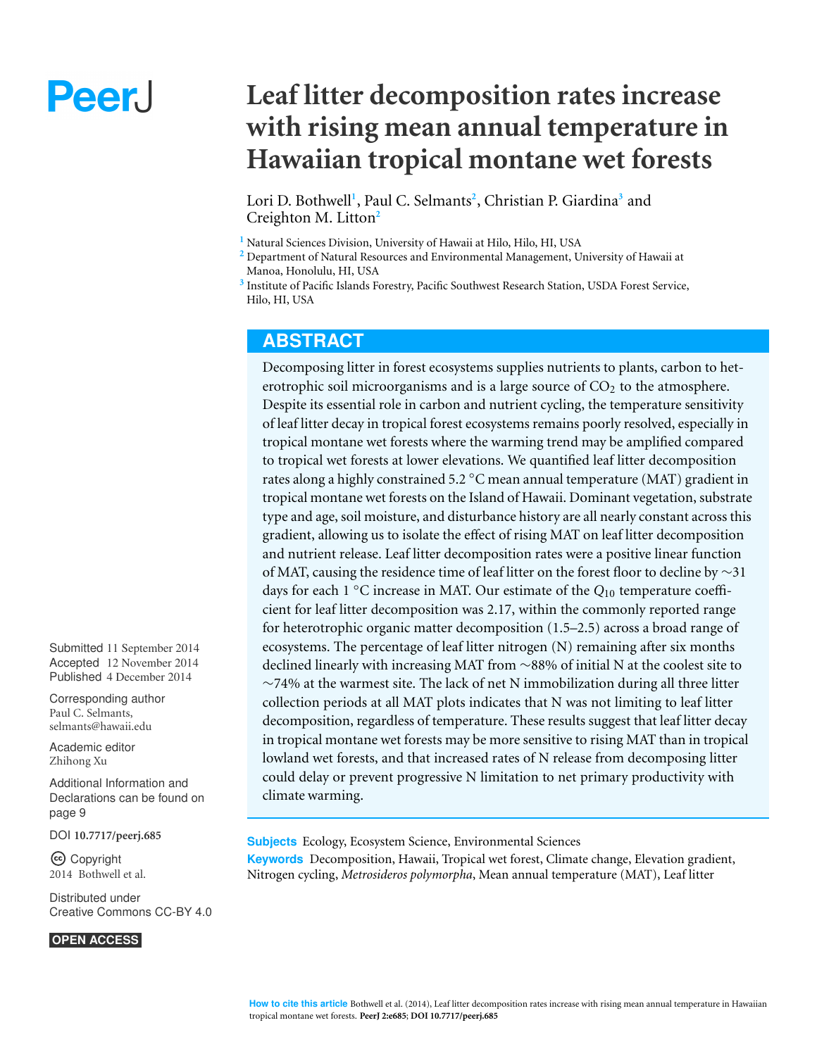# Leaf litter decomposition rates increase with rising mean annual temperature in Hawaiian tropical montane wet forests

Lori D. Bothwell[1], Paul C. Selmants[2], Christian P. Giardina[3] and Creighton M. Litton[2]

[1] Natural Sciences Division, University of Hawaii at Hilo, Hilo, HI, USA
[2] Department of Natural Resources and Environmental Management, University of Hawaii at Manoa, Honolulu, HI, USA
[3] Institute of Pacific Islands Forestry, Pacific Southwest Research Station, USDA Forest Service, Hilo, HI, USA

## ABSTRACT

Decomposing litter in forest ecosystems supplies nutrients to plants, carbon to heterotrophic soil microorganisms and is a large source of $CO_2$ to the atmosphere. Despite its essential role in carbon and nutrient cycling, the temperature sensitivity of leaf litter decay in tropical forest ecosystems remains poorly resolved, especially in tropical montane wet forests where the warming trend may be amplified compared to tropical wet forests at lower elevations. We quantified leaf litter decomposition rates along a highly constrained 5.2 °C mean annual temperature (MAT) gradient in tropical montane wet forests on the Island of Hawaii. Dominant vegetation, substrate type and age, soil moisture, and disturbance history are all nearly constant across this gradient, allowing us to isolate the effect of rising MAT on leaf litter decomposition and nutrient release. Leaf litter decomposition rates were a positive linear function of MAT, causing the residence time of leaf litter on the forest floor to decline by ∼31 days for each 1 °C increase in MAT. Our estimate of the $Q_{10}$ temperature coefficient for leaf litter decomposition was 2.17, within the commonly reported range for heterotrophic organic matter decomposition (1.5–2.5) across a broad range of ecosystems. The percentage of leaf litter nitrogen (N) remaining after six months declined linearly with increasing MAT from ∼88% of initial N at the coolest site to ∼74% at the warmest site. The lack of net N immobilization during all three litter collection periods at all MAT plots indicates that N was not limiting to leaf litter decomposition, regardless of temperature. These results suggest that leaf litter decay in tropical montane wet forests may be more sensitive to rising MAT than in tropical lowland wet forests, and that increased rates of N release from decomposing litter could delay or prevent progressive N limitation to net primary productivity with climate warming.

**Subjects** Ecology, Ecosystem Science, Environmental Sciences
**Keywords** Decomposition, Hawaii, Tropical wet forest, Climate change, Elevation gradient, Nitrogen cycling, *Metrosideros polymorpha*, Mean annual temperature (MAT), Leaf litter

Submitted 11 September 2014
Accepted 12 November 2014
Published 4 December 2014

Corresponding author
Paul C. Selmants, selmants@hawaii.edu

Academic editor
Zhihong Xu

Additional Information and Declarations can be found on page 9

DOI 10.7717/peerj.685

Copyright
2014 Bothwell et al.

Distributed under
Creative Commons CC-BY 4.0

OPEN ACCESS

**How to cite this article** Bothwell et al. (2014), Leaf litter decomposition rates increase with rising mean annual temperature in Hawaiian tropical montane wet forests. **PeerJ 2:e685**; **DOI 10.7717/peerj.685**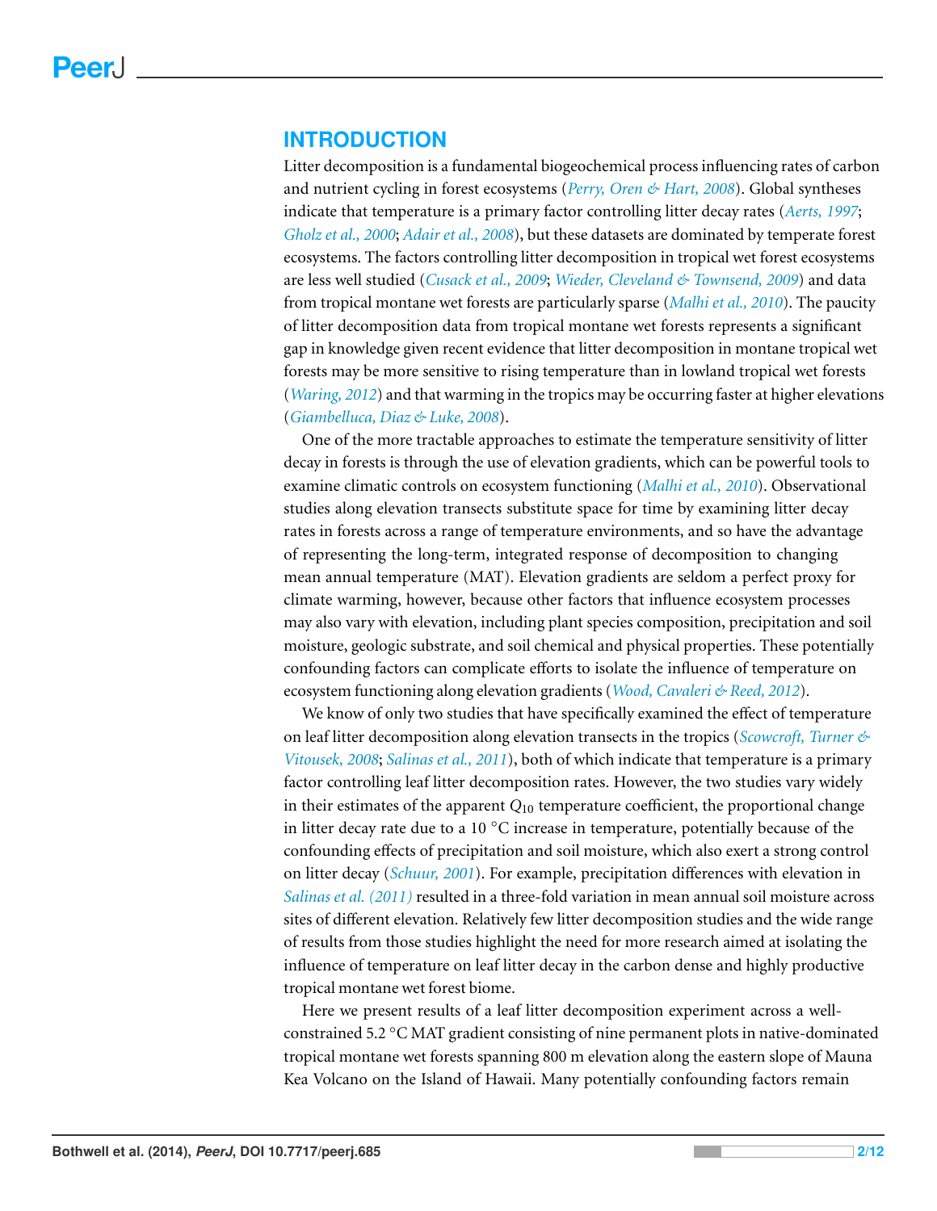## INTRODUCTION

Litter decomposition is a fundamental biogeochemical process influencing rates of carbon and nutrient cycling in forest ecosystems (*Perry, Oren & Hart, 2008*). Global syntheses indicate that temperature is a primary factor controlling litter decay rates (*Aerts, 1997*; *Gholz et al., 2000*; *Adair et al., 2008*), but these datasets are dominated by temperate forest ecosystems. The factors controlling litter decomposition in tropical wet forest ecosystems are less well studied (*Cusack et al., 2009*; *Wieder, Cleveland & Townsend, 2009*) and data from tropical montane wet forests are particularly sparse (*Malhi et al., 2010*). The paucity of litter decomposition data from tropical montane wet forests represents a significant gap in knowledge given recent evidence that litter decomposition in montane tropical wet forests may be more sensitive to rising temperature than in lowland tropical wet forests (*Waring, 2012*) and that warming in the tropics may be occurring faster at higher elevations (*Giambelluca, Diaz & Luke, 2008*).

One of the more tractable approaches to estimate the temperature sensitivity of litter decay in forests is through the use of elevation gradients, which can be powerful tools to examine climatic controls on ecosystem functioning (*Malhi et al., 2010*). Observational studies along elevation transects substitute space for time by examining litter decay rates in forests across a range of temperature environments, and so have the advantage of representing the long-term, integrated response of decomposition to changing mean annual temperature (MAT). Elevation gradients are seldom a perfect proxy for climate warming, however, because other factors that influence ecosystem processes may also vary with elevation, including plant species composition, precipitation and soil moisture, geologic substrate, and soil chemical and physical properties. These potentially confounding factors can complicate efforts to isolate the influence of temperature on ecosystem functioning along elevation gradients (*Wood, Cavaleri & Reed, 2012*).

We know of only two studies that have specifically examined the effect of temperature on leaf litter decomposition along elevation transects in the tropics (*Scowcroft, Turner & Vitousek, 2008*; *Salinas et al., 2011*), both of which indicate that temperature is a primary factor controlling leaf litter decomposition rates. However, the two studies vary widely in their estimates of the apparent $Q_{10}$ temperature coefficient, the proportional change in litter decay rate due to a 10 °C increase in temperature, potentially because of the confounding effects of precipitation and soil moisture, which also exert a strong control on litter decay (*Schuur, 2001*). For example, precipitation differences with elevation in *Salinas et al. (2011)* resulted in a three-fold variation in mean annual soil moisture across sites of different elevation. Relatively few litter decomposition studies and the wide range of results from those studies highlight the need for more research aimed at isolating the influence of temperature on leaf litter decay in the carbon dense and highly productive tropical montane wet forest biome.

Here we present results of a leaf litter decomposition experiment across a well-constrained 5.2 °C MAT gradient consisting of nine permanent plots in native-dominated tropical montane wet forests spanning 800 m elevation along the eastern slope of Mauna Kea Volcano on the Island of Hawaii. Many potentially confounding factors remain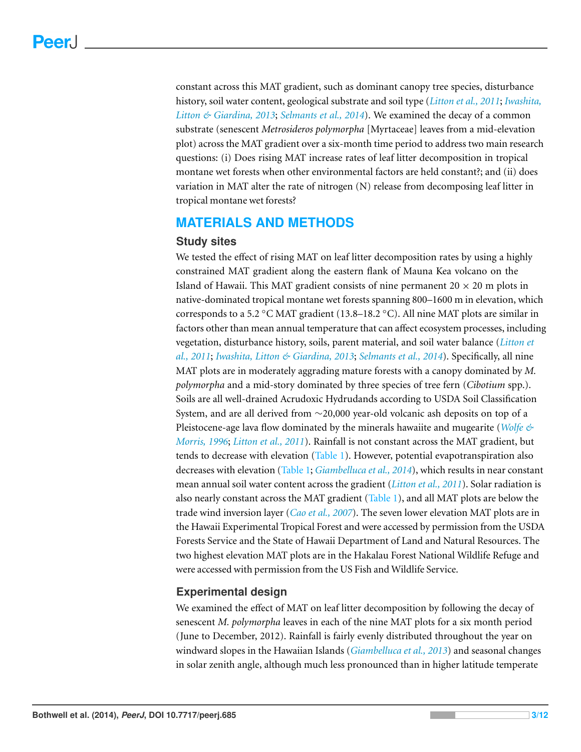constant across this MAT gradient, such as dominant canopy tree species, disturbance history, soil water content, geological substrate and soil type (*Litton et al., 2011*; *Iwashita, Litton & Giardina, 2013*; *Selmants et al., 2014*). We examined the decay of a common substrate (senescent *Metrosideros polymorpha* [Myrtaceae] leaves from a mid-elevation plot) across the MAT gradient over a six-month time period to address two main research questions: (i) Does rising MAT increase rates of leaf litter decomposition in tropical montane wet forests when other environmental factors are held constant?; and (ii) does variation in MAT alter the rate of nitrogen (N) release from decomposing leaf litter in tropical montane wet forests?

## MATERIALS AND METHODS

### Study sites

We tested the effect of rising MAT on leaf litter decomposition rates by using a highly constrained MAT gradient along the eastern flank of Mauna Kea volcano on the Island of Hawaii. This MAT gradient consists of nine permanent 20 × 20 m plots in native-dominated tropical montane wet forests spanning 800–1600 m in elevation, which corresponds to a 5.2 °C MAT gradient (13.8–18.2 °C). All nine MAT plots are similar in factors other than mean annual temperature that can affect ecosystem processes, including vegetation, disturbance history, soils, parent material, and soil water balance (*Litton et al., 2011*; *Iwashita, Litton & Giardina, 2013*; *Selmants et al., 2014*). Specifically, all nine MAT plots are in moderately aggrading mature forests with a canopy dominated by *M. polymorpha* and a mid-story dominated by three species of tree fern (*Cibotium* spp.). Soils are all well-drained Acrudoxic Hydrudands according to USDA Soil Classification System, and are all derived from ∼20,000 year-old volcanic ash deposits on top of a Pleistocene-age lava flow dominated by the minerals hawaiite and mugearite (*Wolfe & Morris, 1996*; *Litton et al., 2011*). Rainfall is not constant across the MAT gradient, but tends to decrease with elevation (Table 1). However, potential evapotranspiration also decreases with elevation (Table 1; *Giambelluca et al., 2014*), which results in near constant mean annual soil water content across the gradient (*Litton et al., 2011*). Solar radiation is also nearly constant across the MAT gradient (Table 1), and all MAT plots are below the trade wind inversion layer (*Cao et al., 2007*). The seven lower elevation MAT plots are in the Hawaii Experimental Tropical Forest and were accessed by permission from the USDA Forests Service and the State of Hawaii Department of Land and Natural Resources. The two highest elevation MAT plots are in the Hakalau Forest National Wildlife Refuge and were accessed with permission from the US Fish and Wildlife Service.

### Experimental design

We examined the effect of MAT on leaf litter decomposition by following the decay of senescent *M. polymorpha* leaves in each of the nine MAT plots for a six month period (June to December, 2012). Rainfall is fairly evenly distributed throughout the year on windward slopes in the Hawaiian Islands (*Giambelluca et al., 2013*) and seasonal changes in solar zenith angle, although much less pronounced than in higher latitude temperate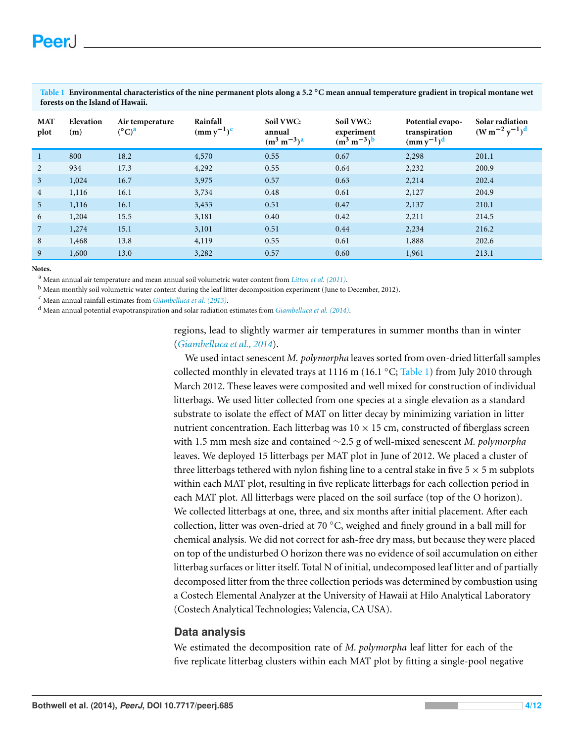**Table 1 Environmental characteristics of the nine permanent plots along a 5.2 °C mean annual temperature gradient in tropical montane wet forests on the Island of Hawaii.**

| MAT plot | Elevation (m) | Air temperature (°C)[a] | Rainfall (mm $y^{-1}$)[c] | Soil VWC: annual ($m^3$ $m^{-3}$)[a] | Soil VWC: experiment ($m^3$ $m^{-3}$)[b] | Potential evapo-transpiration (mm $y^{-1}$)[d] | Solar radiation (W $m^{-2}$ $y^{-1}$)[d] |
|---|---|---|---|---|---|---|---|
| 1 | 800 | 18.2 | 4,570 | 0.55 | 0.67 | 2,298 | 201.1 |
| 2 | 934 | 17.3 | 4,292 | 0.55 | 0.64 | 2,232 | 200.9 |
| 3 | 1,024 | 16.7 | 3,975 | 0.57 | 0.63 | 2,214 | 202.4 |
| 4 | 1,116 | 16.1 | 3,734 | 0.48 | 0.61 | 2,127 | 204.9 |
| 5 | 1,116 | 16.1 | 3,433 | 0.51 | 0.47 | 2,137 | 210.1 |
| 6 | 1,204 | 15.5 | 3,181 | 0.40 | 0.42 | 2,211 | 214.5 |
| 7 | 1,274 | 15.1 | 3,101 | 0.51 | 0.44 | 2,234 | 216.2 |
| 8 | 1,468 | 13.8 | 4,119 | 0.55 | 0.61 | 1,888 | 202.6 |
| 9 | 1,600 | 13.0 | 3,282 | 0.57 | 0.60 | 1,961 | 213.1 |

**Notes.**

[a] Mean annual air temperature and mean annual soil volumetric water content from *Litton et al. (2011)*.

[b] Mean monthly soil volumetric water content during the leaf litter decomposition experiment (June to December, 2012).

[c] Mean annual rainfall estimates from *Giambelluca et al. (2013)*.

[d] Mean annual potential evapotranspiration and solar radiation estimates from *Giambelluca et al. (2014)*.

regions, lead to slightly warmer air temperatures in summer months than in winter (*Giambelluca et al., 2014*).

We used intact senescent *M. polymorpha* leaves sorted from oven-dried litterfall samples collected monthly in elevated trays at 1116 m (16.1 °C; Table 1) from July 2010 through March 2012. These leaves were composited and well mixed for construction of individual litterbags. We used litter collected from one species at a single elevation as a standard substrate to isolate the effect of MAT on litter decay by minimizing variation in litter nutrient concentration. Each litterbag was 10 × 15 cm, constructed of fiberglass screen with 1.5 mm mesh size and contained ∼2.5 g of well-mixed senescent *M. polymorpha* leaves. We deployed 15 litterbags per MAT plot in June of 2012. We placed a cluster of three litterbags tethered with nylon fishing line to a central stake in five 5 × 5 m subplots within each MAT plot, resulting in five replicate litterbags for each collection period in each MAT plot. All litterbags were placed on the soil surface (top of the O horizon). We collected litterbags at one, three, and six months after initial placement. After each collection, litter was oven-dried at 70 °C, weighed and finely ground in a ball mill for chemical analysis. We did not correct for ash-free dry mass, but because they were placed on top of the undisturbed O horizon there was no evidence of soil accumulation on either litterbag surfaces or litter itself. Total N of initial, undecomposed leaf litter and of partially decomposed litter from the three collection periods was determined by combustion using a Costech Elemental Analyzer at the University of Hawaii at Hilo Analytical Laboratory (Costech Analytical Technologies; Valencia, CA USA).

## Data analysis

We estimated the decomposition rate of *M. polymorpha* leaf litter for each of the five replicate litterbag clusters within each MAT plot by fitting a single-pool negative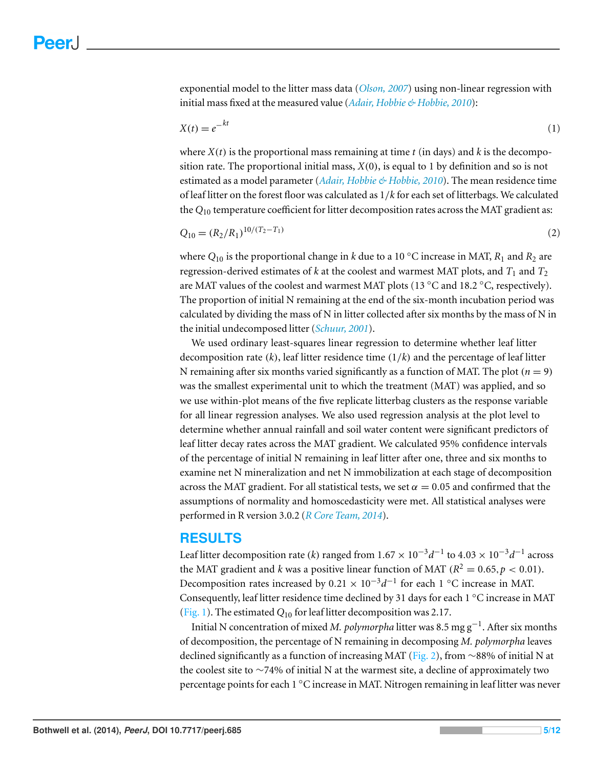exponential model to the litter mass data (*Olson, 2007*) using non-linear regression with initial mass fixed at the measured value (*Adair, Hobbie & Hobbie, 2010*):

$$X(t) = e^{-kt} \tag{1}$$

where $X(t)$ is the proportional mass remaining at time $t$ (in days) and $k$ is the decomposition rate. The proportional initial mass, $X(0)$, is equal to 1 by definition and so is not estimated as a model parameter (*Adair, Hobbie & Hobbie, 2010*). The mean residence time of leaf litter on the forest floor was calculated as $1/k$ for each set of litterbags. We calculated the $Q_{10}$ temperature coefficient for litter decomposition rates across the MAT gradient as:

$$Q_{10} = (R_2/R_1)^{10/(T_2 - T_1)} \tag{2}$$

where $Q_{10}$ is the proportional change in $k$ due to a 10 °C increase in MAT, $R_1$ and $R_2$ are regression-derived estimates of $k$ at the coolest and warmest MAT plots, and $T_1$ and $T_2$ are MAT values of the coolest and warmest MAT plots (13 °C and 18.2 °C, respectively). The proportion of initial N remaining at the end of the six-month incubation period was calculated by dividing the mass of N in litter collected after six months by the mass of N in the initial undecomposed litter (*Schuur, 2001*).

We used ordinary least-squares linear regression to determine whether leaf litter decomposition rate ($k$), leaf litter residence time ($1/k$) and the percentage of leaf litter N remaining after six months varied significantly as a function of MAT. The plot ($n = 9$) was the smallest experimental unit to which the treatment (MAT) was applied, and so we use within-plot means of the five replicate litterbag clusters as the response variable for all linear regression analyses. We also used regression analysis at the plot level to determine whether annual rainfall and soil water content were significant predictors of leaf litter decay rates across the MAT gradient. We calculated 95% confidence intervals of the percentage of initial N remaining in leaf litter after one, three and six months to examine net N mineralization and net N immobilization at each stage of decomposition across the MAT gradient. For all statistical tests, we set $\alpha = 0.05$ and confirmed that the assumptions of normality and homoscedasticity were met. All statistical analyses were performed in R version 3.0.2 (*R Core Team, 2014*).

## RESULTS

Leaf litter decomposition rate ($k$) ranged from $1.67 \times 10^{-3} d^{-1}$ to $4.03 \times 10^{-3} d^{-1}$ across the MAT gradient and $k$ was a positive linear function of MAT ($R^2 = 0.65, p < 0.01$). Decomposition rates increased by $0.21 \times 10^{-3} d^{-1}$ for each 1 °C increase in MAT. Consequently, leaf litter residence time declined by 31 days for each 1 °C increase in MAT (Fig. 1). The estimated $Q_{10}$ for leaf litter decomposition was 2.17.

Initial N concentration of mixed *M. polymorpha* litter was 8.5 mg $g^{-1}$. After six months of decomposition, the percentage of N remaining in decomposing *M. polymorpha* leaves declined significantly as a function of increasing MAT (Fig. 2), from ~88% of initial N at the coolest site to ~74% of initial N at the warmest site, a decline of approximately two percentage points for each 1 °C increase in MAT. Nitrogen remaining in leaf litter was never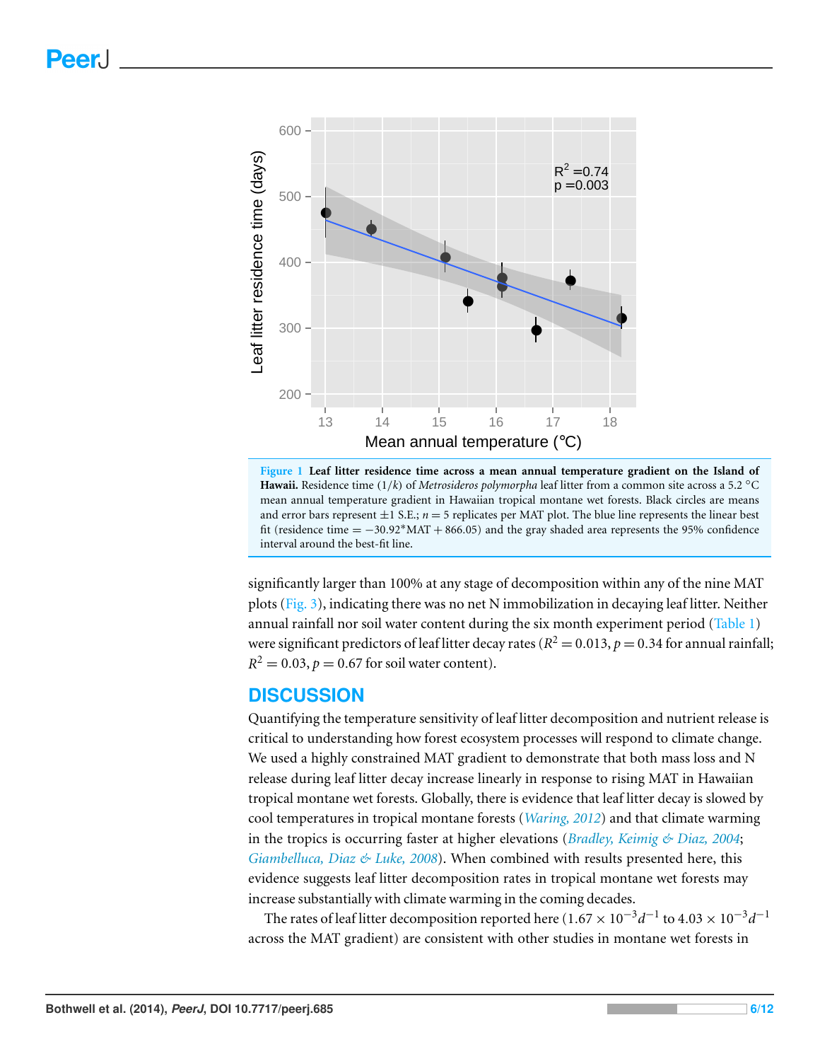**Figure 1 Leaf litter residence time across a mean annual temperature gradient on the Island of Hawaii.** Residence time ($1/k$) of *Metrosideros polymorpha* leaf litter from a common site across a 5.2 °C mean annual temperature gradient in Hawaiian tropical montane wet forests. Black circles are means and error bars represent ±1 S.E.; $n = 5$ replicates per MAT plot. The blue line represents the linear best fit (residence time $= -30.92*\text{MAT} + 866.05$) and the gray shaded area represents the 95% confidence interval around the best-fit line.

significantly larger than 100% at any stage of decomposition within any of the nine MAT plots (Fig. 3), indicating there was no net N immobilization in decaying leaf litter. Neither annual rainfall nor soil water content during the six month experiment period (Table 1) were significant predictors of leaf litter decay rates ($R^2 = 0.013$, $p = 0.34$ for annual rainfall; $R^2 = 0.03$, $p = 0.67$ for soil water content).

## DISCUSSION

Quantifying the temperature sensitivity of leaf litter decomposition and nutrient release is critical to understanding how forest ecosystem processes will respond to climate change. We used a highly constrained MAT gradient to demonstrate that both mass loss and N release during leaf litter decay increase linearly in response to rising MAT in Hawaiian tropical montane wet forests. Globally, there is evidence that leaf litter decay is slowed by cool temperatures in tropical montane forests (*Waring, 2012*) and that climate warming in the tropics is occurring faster at higher elevations (*Bradley, Keimig & Diaz, 2004*; *Giambelluca, Diaz & Luke, 2008*). When combined with results presented here, this evidence suggests leaf litter decomposition rates in tropical montane wet forests may increase substantially with climate warming in the coming decades.

The rates of leaf litter decomposition reported here ($1.67 \times 10^{-3} d^{-1}$ to $4.03 \times 10^{-3} d^{-1}$ across the MAT gradient) are consistent with other studies in montane wet forests in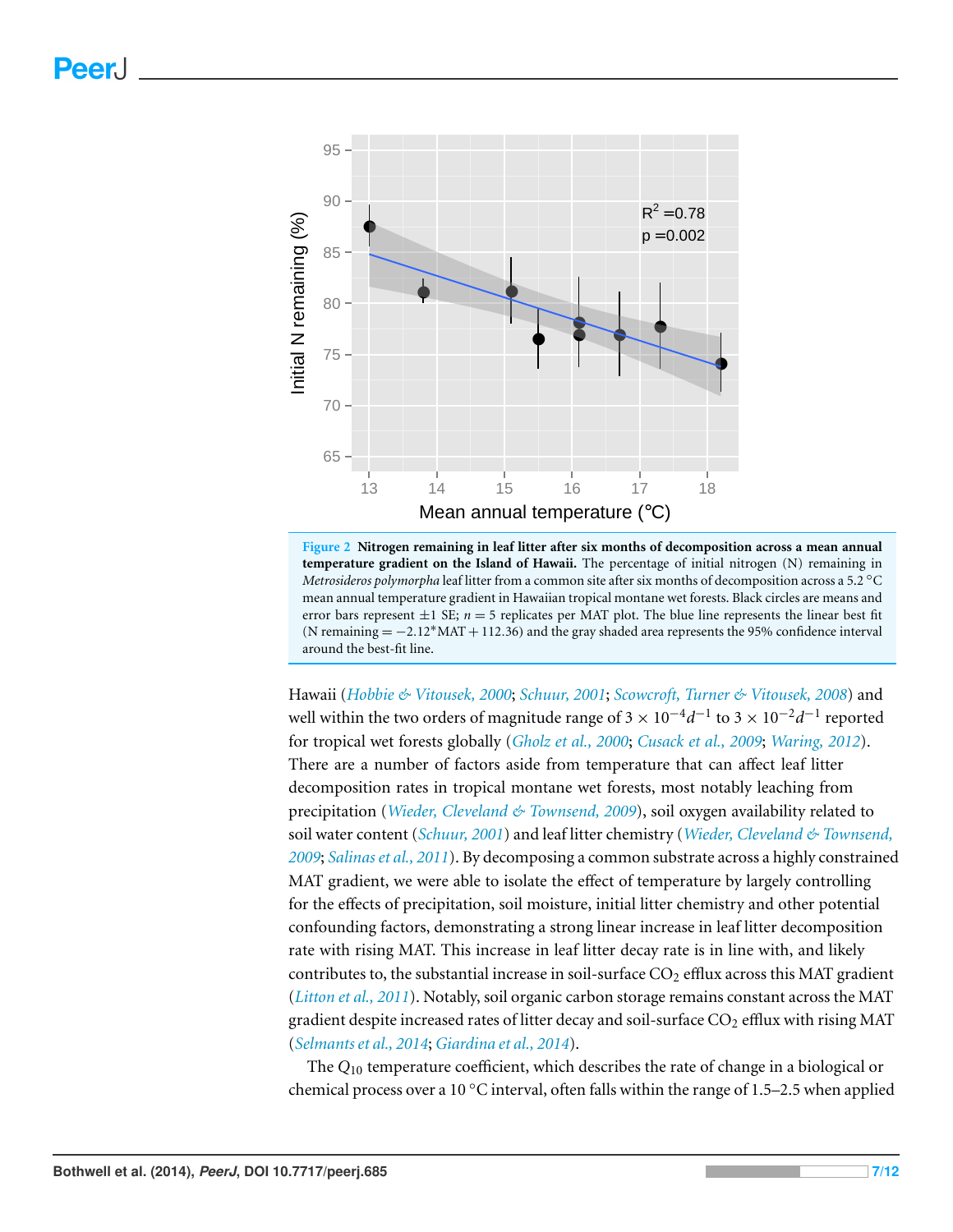**Figure 2 Nitrogen remaining in leaf litter after six months of decomposition across a mean annual temperature gradient on the Island of Hawaii.** The percentage of initial nitrogen (N) remaining in *Metrosideros polymorpha* leaf litter from a common site after six months of decomposition across a 5.2 °C mean annual temperature gradient in Hawaiian tropical montane wet forests. Black circles are means and error bars represent ±1 SE; $n = 5$ replicates per MAT plot. The blue line represents the linear best fit (N remaining $= -2.12$*MAT $+ 112.36$) and the gray shaded area represents the 95% confidence interval around the best-fit line.

Hawaii (*Hobbie & Vitousek, 2000*; *Schuur, 2001*; *Scowcroft, Turner & Vitousek, 2008*) and well within the two orders of magnitude range of $3 \times 10^{-4} d^{-1}$ to $3 \times 10^{-2} d^{-1}$ reported for tropical wet forests globally (*Gholz et al., 2000*; *Cusack et al., 2009*; *Waring, 2012*). There are a number of factors aside from temperature that can affect leaf litter decomposition rates in tropical montane wet forests, most notably leaching from precipitation (*Wieder, Cleveland & Townsend, 2009*), soil oxygen availability related to soil water content (*Schuur, 2001*) and leaf litter chemistry (*Wieder, Cleveland & Townsend, 2009*; *Salinas et al., 2011*). By decomposing a common substrate across a highly constrained MAT gradient, we were able to isolate the effect of temperature by largely controlling for the effects of precipitation, soil moisture, initial litter chemistry and other potential confounding factors, demonstrating a strong linear increase in leaf litter decomposition rate with rising MAT. This increase in leaf litter decay rate is in line with, and likely contributes to, the substantial increase in soil-surface $CO_2$ efflux across this MAT gradient (*Litton et al., 2011*). Notably, soil organic carbon storage remains constant across the MAT gradient despite increased rates of litter decay and soil-surface $CO_2$ efflux with rising MAT (*Selmants et al., 2014*; *Giardina et al., 2014*).

The $Q_{10}$ temperature coefficient, which describes the rate of change in a biological or chemical process over a 10 °C interval, often falls within the range of 1.5–2.5 when applied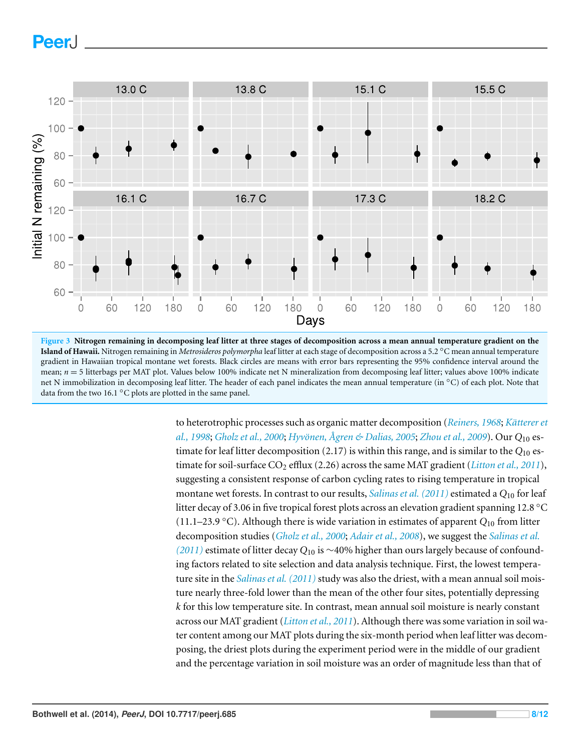**Figure 3 Nitrogen remaining in decomposing leaf litter at three stages of decomposition across a mean annual temperature gradient on the Island of Hawaii.** Nitrogen remaining in *Metrosideros polymorpha* leaf litter at each stage of decomposition across a 5.2 °C mean annual temperature gradient in Hawaiian tropical montane wet forests. Black circles are means with error bars representing the 95% confidence interval around the mean; $n = 5$ litterbags per MAT plot. Values below 100% indicate net N mineralization from decomposing leaf litter; values above 100% indicate net N immobilization in decomposing leaf litter. The header of each panel indicates the mean annual temperature (in °C) of each plot. Note that data from the two 16.1 °C plots are plotted in the same panel.

to heterotrophic processes such as organic matter decomposition (Reiners, 1968; Kätterer et al., 1998; Gholz et al., 2000; Hyvönen, Ågren & Dalias, 2005; Zhou et al., 2009). Our $Q_{10}$ estimate for leaf litter decomposition (2.17) is within this range, and is similar to the $Q_{10}$ estimate for soil-surface $CO_2$ efflux (2.26) across the same MAT gradient (Litton et al., 2011), suggesting a consistent response of carbon cycling rates to rising temperature in tropical montane wet forests. In contrast to our results, Salinas et al. (2011) estimated a $Q_{10}$ for leaf litter decay of 3.06 in five tropical forest plots across an elevation gradient spanning 12.8 °C (11.1–23.9 °C). Although there is wide variation in estimates of apparent $Q_{10}$ from litter decomposition studies (Gholz et al., 2000; Adair et al., 2008), we suggest the Salinas et al. (2011) estimate of litter decay $Q_{10}$ is ~40% higher than ours largely because of confounding factors related to site selection and data analysis technique. First, the lowest temperature site in the Salinas et al. (2011) study was also the driest, with a mean annual soil moisture nearly three-fold lower than the mean of the other four sites, potentially depressing $k$ for this low temperature site. In contrast, mean annual soil moisture is nearly constant across our MAT gradient (Litton et al., 2011). Although there was some variation in soil water content among our MAT plots during the six-month period when leaf litter was decomposing, the driest plots during the experiment period were in the middle of our gradient and the percentage variation in soil moisture was an order of magnitude less than that of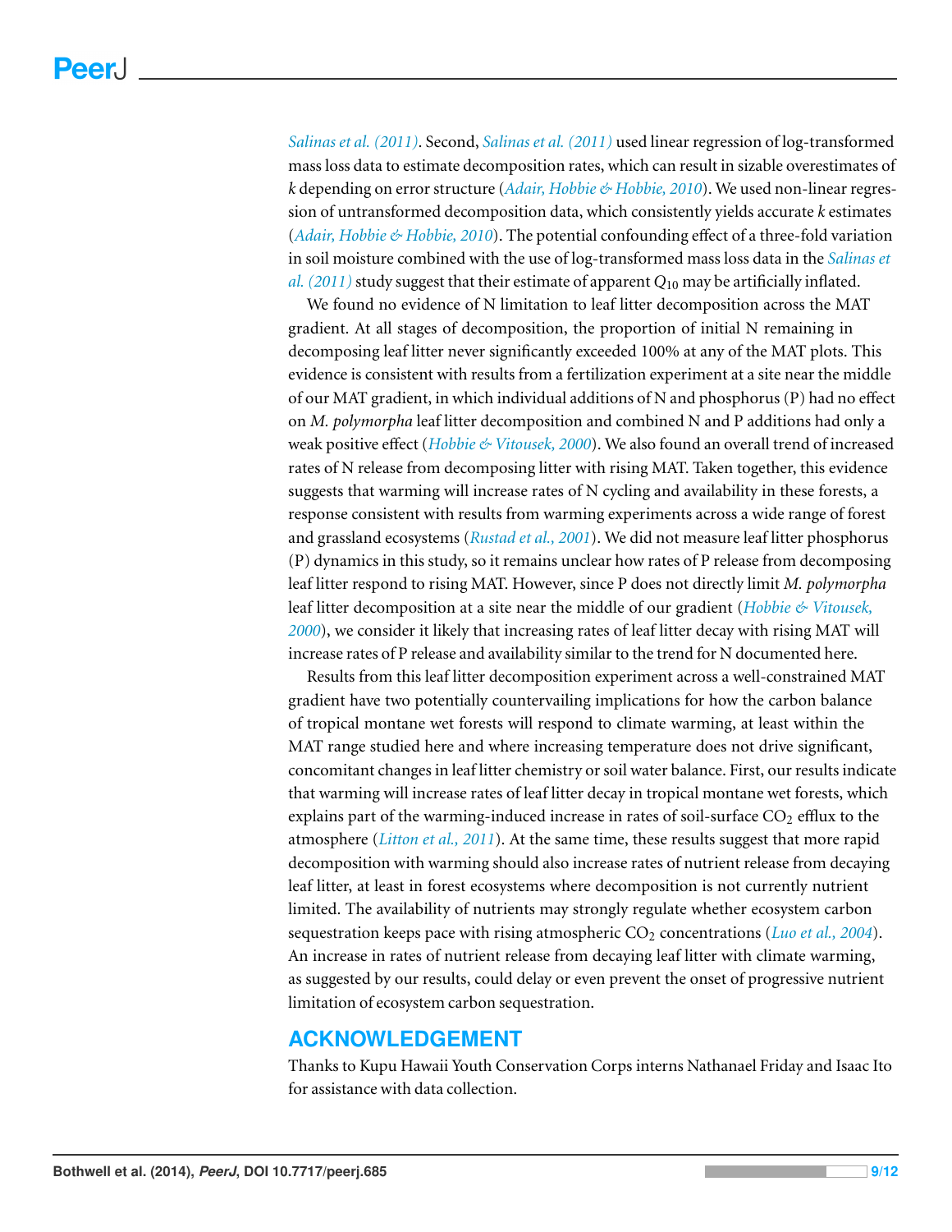*Salinas et al. (2011)*. Second, *Salinas et al. (2011)* used linear regression of log-transformed mass loss data to estimate decomposition rates, which can result in sizable overestimates of $k$ depending on error structure (*Adair, Hobbie & Hobbie, 2010*). We used non-linear regression of untransformed decomposition data, which consistently yields accurate $k$ estimates (*Adair, Hobbie & Hobbie, 2010*). The potential confounding effect of a three-fold variation in soil moisture combined with the use of log-transformed mass loss data in the *Salinas et al. (2011)* study suggest that their estimate of apparent $Q_{10}$ may be artificially inflated.

We found no evidence of N limitation to leaf litter decomposition across the MAT gradient. At all stages of decomposition, the proportion of initial N remaining in decomposing leaf litter never significantly exceeded 100% at any of the MAT plots. This evidence is consistent with results from a fertilization experiment at a site near the middle of our MAT gradient, in which individual additions of N and phosphorus (P) had no effect on *M. polymorpha* leaf litter decomposition and combined N and P additions had only a weak positive effect (*Hobbie & Vitousek, 2000*). We also found an overall trend of increased rates of N release from decomposing litter with rising MAT. Taken together, this evidence suggests that warming will increase rates of N cycling and availability in these forests, a response consistent with results from warming experiments across a wide range of forest and grassland ecosystems (*Rustad et al., 2001*). We did not measure leaf litter phosphorus (P) dynamics in this study, so it remains unclear how rates of P release from decomposing leaf litter respond to rising MAT. However, since P does not directly limit *M. polymorpha* leaf litter decomposition at a site near the middle of our gradient (*Hobbie & Vitousek, 2000*), we consider it likely that increasing rates of leaf litter decay with rising MAT will increase rates of P release and availability similar to the trend for N documented here.

Results from this leaf litter decomposition experiment across a well-constrained MAT gradient have two potentially countervailing implications for how the carbon balance of tropical montane wet forests will respond to climate warming, at least within the MAT range studied here and where increasing temperature does not drive significant, concomitant changes in leaf litter chemistry or soil water balance. First, our results indicate that warming will increase rates of leaf litter decay in tropical montane wet forests, which explains part of the warming-induced increase in rates of soil-surface $CO_2$ efflux to the atmosphere (*Litton et al., 2011*). At the same time, these results suggest that more rapid decomposition with warming should also increase rates of nutrient release from decaying leaf litter, at least in forest ecosystems where decomposition is not currently nutrient limited. The availability of nutrients may strongly regulate whether ecosystem carbon sequestration keeps pace with rising atmospheric $CO_2$ concentrations (*Luo et al., 2004*). An increase in rates of nutrient release from decaying leaf litter with climate warming, as suggested by our results, could delay or even prevent the onset of progressive nutrient limitation of ecosystem carbon sequestration.

## ACKNOWLEDGEMENT

Thanks to Kupu Hawaii Youth Conservation Corps interns Nathanael Friday and Isaac Ito for assistance with data collection.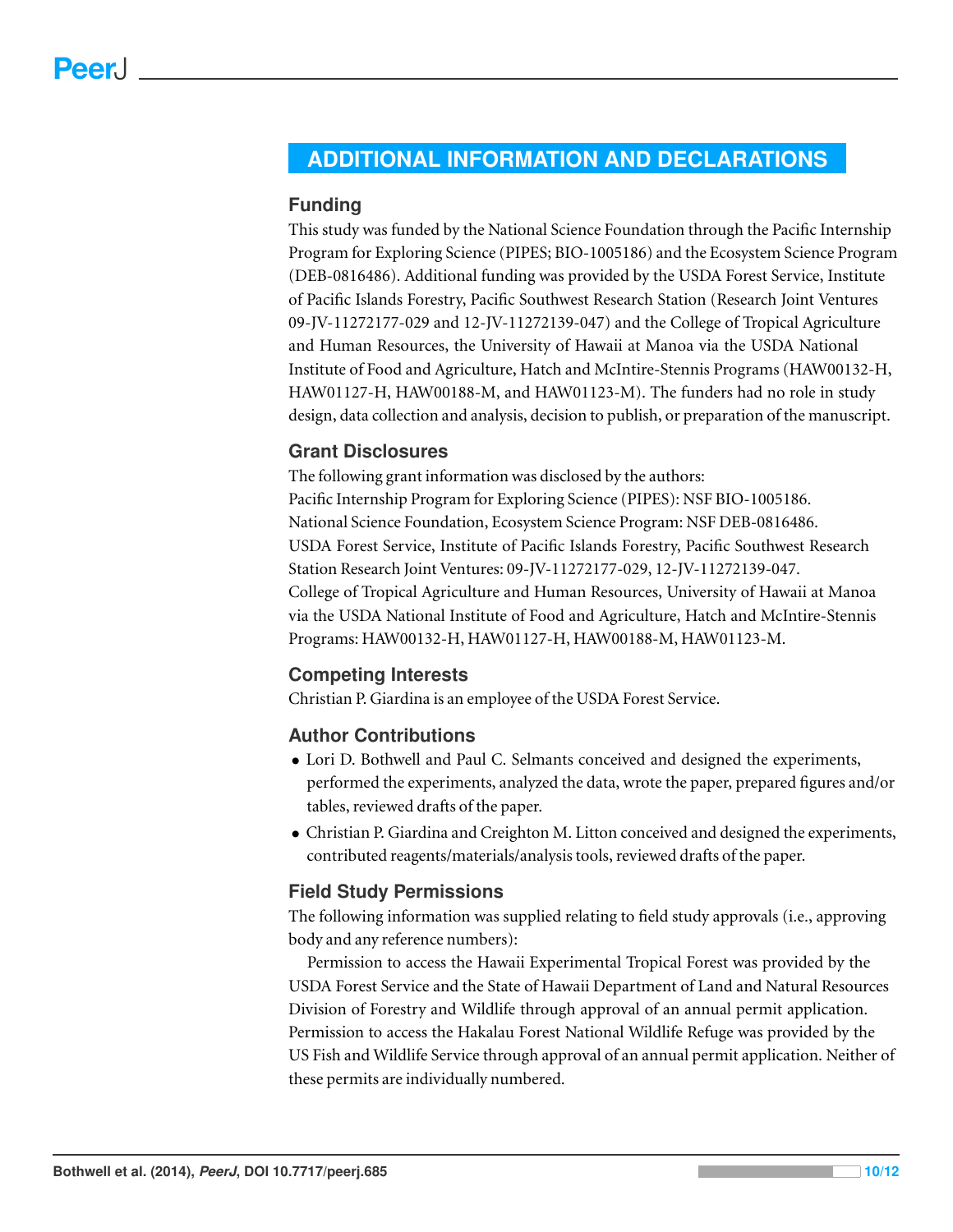## ADDITIONAL INFORMATION AND DECLARATIONS

### Funding

This study was funded by the National Science Foundation through the Pacific Internship Program for Exploring Science (PIPES; BIO-1005186) and the Ecosystem Science Program (DEB-0816486). Additional funding was provided by the USDA Forest Service, Institute of Pacific Islands Forestry, Pacific Southwest Research Station (Research Joint Ventures 09-JV-11272177-029 and 12-JV-11272139-047) and the College of Tropical Agriculture and Human Resources, the University of Hawaii at Manoa via the USDA National Institute of Food and Agriculture, Hatch and McIntire-Stennis Programs (HAW00132-H, HAW01127-H, HAW00188-M, and HAW01123-M). The funders had no role in study design, data collection and analysis, decision to publish, or preparation of the manuscript.

### Grant Disclosures

The following grant information was disclosed by the authors:
Pacific Internship Program for Exploring Science (PIPES): NSF BIO-1005186.
National Science Foundation, Ecosystem Science Program: NSF DEB-0816486.
USDA Forest Service, Institute of Pacific Islands Forestry, Pacific Southwest Research Station Research Joint Ventures: 09-JV-11272177-029, 12-JV-11272139-047.
College of Tropical Agriculture and Human Resources, University of Hawaii at Manoa via the USDA National Institute of Food and Agriculture, Hatch and McIntire-Stennis Programs: HAW00132-H, HAW01127-H, HAW00188-M, HAW01123-M.

### Competing Interests

Christian P. Giardina is an employee of the USDA Forest Service.

### Author Contributions

- Lori D. Bothwell and Paul C. Selmants conceived and designed the experiments, performed the experiments, analyzed the data, wrote the paper, prepared figures and/or tables, reviewed drafts of the paper.
- Christian P. Giardina and Creighton M. Litton conceived and designed the experiments, contributed reagents/materials/analysis tools, reviewed drafts of the paper.

### Field Study Permissions

The following information was supplied relating to field study approvals (i.e., approving body and any reference numbers):

Permission to access the Hawaii Experimental Tropical Forest was provided by the USDA Forest Service and the State of Hawaii Department of Land and Natural Resources Division of Forestry and Wildlife through approval of an annual permit application. Permission to access the Hakalau Forest National Wildlife Refuge was provided by the US Fish and Wildlife Service through approval of an annual permit application. Neither of these permits are individually numbered.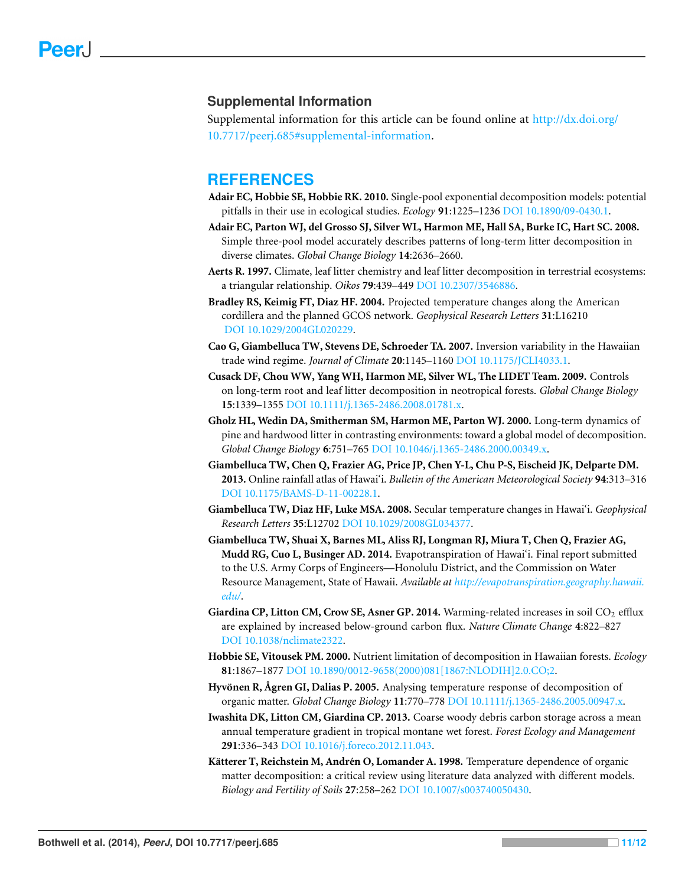## Supplemental Information

Supplemental information for this article can be found online at http://dx.doi.org/10.7717/peerj.685#supplemental-information.

## REFERENCES

**Adair EC, Hobbie SE, Hobbie RK. 2010.** Single-pool exponential decomposition models: potential pitfalls in their use in ecological studies. *Ecology* **91**:1225–1236 DOI 10.1890/09-0430.1.

**Adair EC, Parton WJ, del Grosso SJ, Silver WL, Harmon ME, Hall SA, Burke IC, Hart SC. 2008.** Simple three-pool model accurately describes patterns of long-term litter decomposition in diverse climates. *Global Change Biology* **14**:2636–2660.

**Aerts R. 1997.** Climate, leaf litter chemistry and leaf litter decomposition in terrestrial ecosystems: a triangular relationship. *Oikos* **79**:439–449 DOI 10.2307/3546886.

**Bradley RS, Keimig FT, Diaz HF. 2004.** Projected temperature changes along the American cordillera and the planned GCOS network. *Geophysical Research Letters* **31**:L16210 DOI 10.1029/2004GL020229.

**Cao G, Giambelluca TW, Stevens DE, Schroeder TA. 2007.** Inversion variability in the Hawaiian trade wind regime. *Journal of Climate* **20**:1145–1160 DOI 10.1175/JCLI4033.1.

**Cusack DF, Chou WW, Yang WH, Harmon ME, Silver WL, The LIDET Team. 2009.** Controls on long-term root and leaf litter decomposition in neotropical forests. *Global Change Biology* **15**:1339–1355 DOI 10.1111/j.1365-2486.2008.01781.x.

**Gholz HL, Wedin DA, Smitherman SM, Harmon ME, Parton WJ. 2000.** Long-term dynamics of pine and hardwood litter in contrasting environments: toward a global model of decomposition. *Global Change Biology* **6**:751–765 DOI 10.1046/j.1365-2486.2000.00349.x.

**Giambelluca TW, Chen Q, Frazier AG, Price JP, Chen Y-L, Chu P-S, Eischeid JK, Delparte DM. 2013.** Online rainfall atlas of Hawai'i. *Bulletin of the American Meteorological Society* **94**:313–316 DOI 10.1175/BAMS-D-11-00228.1.

**Giambelluca TW, Diaz HF, Luke MSA. 2008.** Secular temperature changes in Hawai'i. *Geophysical Research Letters* **35**:L12702 DOI 10.1029/2008GL034377.

**Giambelluca TW, Shuai X, Barnes ML, Aliss RJ, Longman RJ, Miura T, Chen Q, Frazier AG, Mudd RG, Cuo L, Businger AD. 2014.** Evapotranspiration of Hawai'i. Final report submitted to the U.S. Army Corps of Engineers—Honolulu District, and the Commission on Water Resource Management, State of Hawaii. *Available at http://evapotranspiration.geography.hawaii.edu/*.

**Giardina CP, Litton CM, Crow SE, Asner GP. 2014.** Warming-related increases in soil $CO_2$ efflux are explained by increased below-ground carbon flux. *Nature Climate Change* **4**:822–827 DOI 10.1038/nclimate2322.

**Hobbie SE, Vitousek PM. 2000.** Nutrient limitation of decomposition in Hawaiian forests. *Ecology* **81**:1867–1877 DOI 10.1890/0012-9658(2000)081[1867:NLODIH]2.0.CO;2.

**Hyvönen R, Ågren GI, Dalias P. 2005.** Analysing temperature response of decomposition of organic matter. *Global Change Biology* **11**:770–778 DOI 10.1111/j.1365-2486.2005.00947.x.

**Iwashita DK, Litton CM, Giardina CP. 2013.** Coarse woody debris carbon storage across a mean annual temperature gradient in tropical montane wet forest. *Forest Ecology and Management* **291**:336–343 DOI 10.1016/j.foreco.2012.11.043.

**Kätterer T, Reichstein M, Andrén O, Lomander A. 1998.** Temperature dependence of organic matter decomposition: a critical review using literature data analyzed with different models. *Biology and Fertility of Soils* **27**:258–262 DOI 10.1007/s003740050430.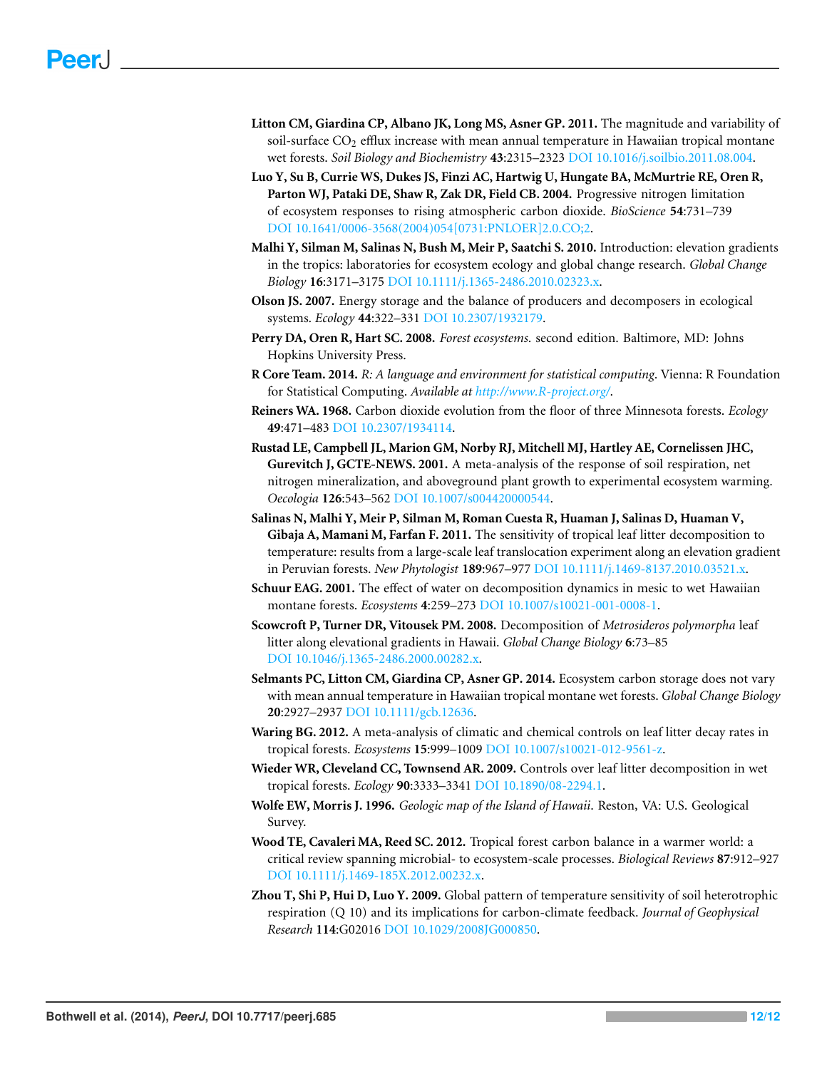**Litton CM, Giardina CP, Albano JK, Long MS, Asner GP. 2011.** The magnitude and variability of soil-surface $CO_2$ efflux increase with mean annual temperature in Hawaiian tropical montane wet forests. *Soil Biology and Biochemistry* **43**:2315–2323 DOI 10.1016/j.soilbio.2011.08.004.

**Luo Y, Su B, Currie WS, Dukes JS, Finzi AC, Hartwig U, Hungate BA, McMurtrie RE, Oren R, Parton WJ, Pataki DE, Shaw R, Zak DR, Field CB. 2004.** Progressive nitrogen limitation of ecosystem responses to rising atmospheric carbon dioxide. *BioScience* **54**:731–739 DOI 10.1641/0006-3568(2004)054[0731:PNLOER]2.0.CO;2.

**Malhi Y, Silman M, Salinas N, Bush M, Meir P, Saatchi S. 2010.** Introduction: elevation gradients in the tropics: laboratories for ecosystem ecology and global change research. *Global Change Biology* **16**:3171–3175 DOI 10.1111/j.1365-2486.2010.02323.x.

**Olson JS. 2007.** Energy storage and the balance of producers and decomposers in ecological systems. *Ecology* **44**:322–331 DOI 10.2307/1932179.

**Perry DA, Oren R, Hart SC. 2008.** *Forest ecosystems*. second edition. Baltimore, MD: Johns Hopkins University Press.

**R Core Team. 2014.** *R: A language and environment for statistical computing*. Vienna: R Foundation for Statistical Computing. *Available at* *http://www.R-project.org/*.

**Reiners WA. 1968.** Carbon dioxide evolution from the floor of three Minnesota forests. *Ecology* **49**:471–483 DOI 10.2307/1934114.

**Rustad LE, Campbell JL, Marion GM, Norby RJ, Mitchell MJ, Hartley AE, Cornelissen JHC, Gurevitch J, GCTE-NEWS. 2001.** A meta-analysis of the response of soil respiration, net nitrogen mineralization, and aboveground plant growth to experimental ecosystem warming. *Oecologia* **126**:543–562 DOI 10.1007/s004420000544.

**Salinas N, Malhi Y, Meir P, Silman M, Roman Cuesta R, Huaman J, Salinas D, Huaman V, Gibaja A, Mamani M, Farfan F. 2011.** The sensitivity of tropical leaf litter decomposition to temperature: results from a large-scale leaf translocation experiment along an elevation gradient in Peruvian forests. *New Phytologist* **189**:967–977 DOI 10.1111/j.1469-8137.2010.03521.x.

**Schuur EAG. 2001.** The effect of water on decomposition dynamics in mesic to wet Hawaiian montane forests. *Ecosystems* **4**:259–273 DOI 10.1007/s10021-001-0008-1.

**Scowcroft P, Turner DR, Vitousek PM. 2008.** Decomposition of *Metrosideros polymorpha* leaf litter along elevational gradients in Hawaii. *Global Change Biology* **6**:73–85 DOI 10.1046/j.1365-2486.2000.00282.x.

**Selmants PC, Litton CM, Giardina CP, Asner GP. 2014.** Ecosystem carbon storage does not vary with mean annual temperature in Hawaiian tropical montane wet forests. *Global Change Biology* **20**:2927–2937 DOI 10.1111/gcb.12636.

**Waring BG. 2012.** A meta-analysis of climatic and chemical controls on leaf litter decay rates in tropical forests. *Ecosystems* **15**:999–1009 DOI 10.1007/s10021-012-9561-z.

**Wieder WR, Cleveland CC, Townsend AR. 2009.** Controls over leaf litter decomposition in wet tropical forests. *Ecology* **90**:3333–3341 DOI 10.1890/08-2294.1.

**Wolfe EW, Morris J. 1996.** *Geologic map of the Island of Hawaii*. Reston, VA: U.S. Geological Survey.

**Wood TE, Cavaleri MA, Reed SC. 2012.** Tropical forest carbon balance in a warmer world: a critical review spanning microbial- to ecosystem-scale processes. *Biological Reviews* **87**:912–927 DOI 10.1111/j.1469-185X.2012.00232.x.

**Zhou T, Shi P, Hui D, Luo Y. 2009.** Global pattern of temperature sensitivity of soil heterotrophic respiration (Q 10) and its implications for carbon-climate feedback. *Journal of Geophysical Research* **114**:G02016 DOI 10.1029/2008JG000850.